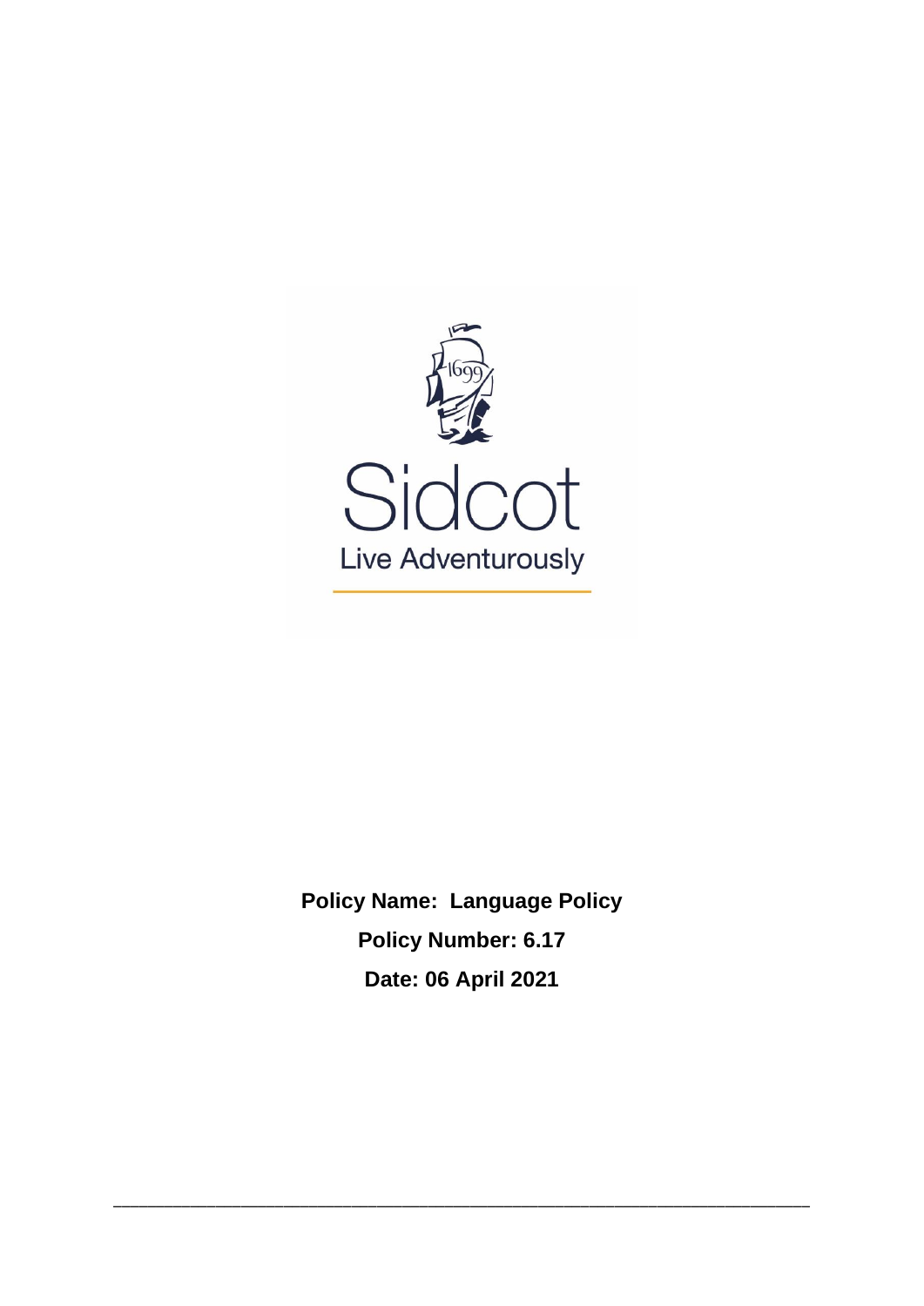Sidcot

Live Adventurously

**Policy Name: Language Policy**

**Policy Number: 6.17**

**Date: 06 April 2021**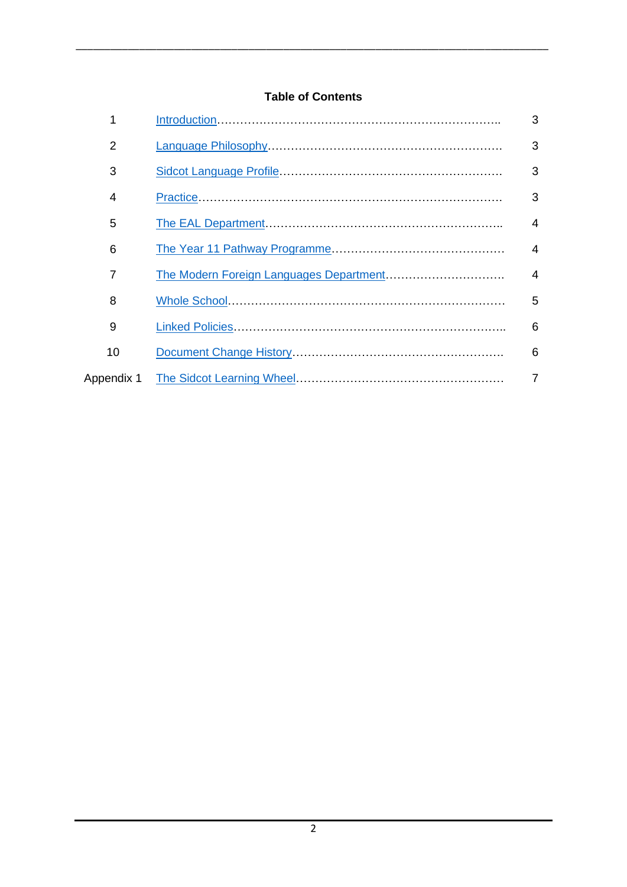## Table of Contents

| | | |
|---|---|---|
| 1 | Introduction | 3 |
| 2 | Language Philosophy | 3 |
| 3 | Sidcot Language Profile | 3 |
| 4 | Practice | 3 |
| 5 | The EAL Department | 4 |
| 6 | The Year 11 Pathway Programme | 4 |
| 7 | The Modern Foreign Languages Department | 4 |
| 8 | Whole School | 5 |
| 9 | Linked Policies | 6 |
| 10 | Document Change History | 6 |
| Appendix 1 | The Sidcot Learning Wheel | 7 |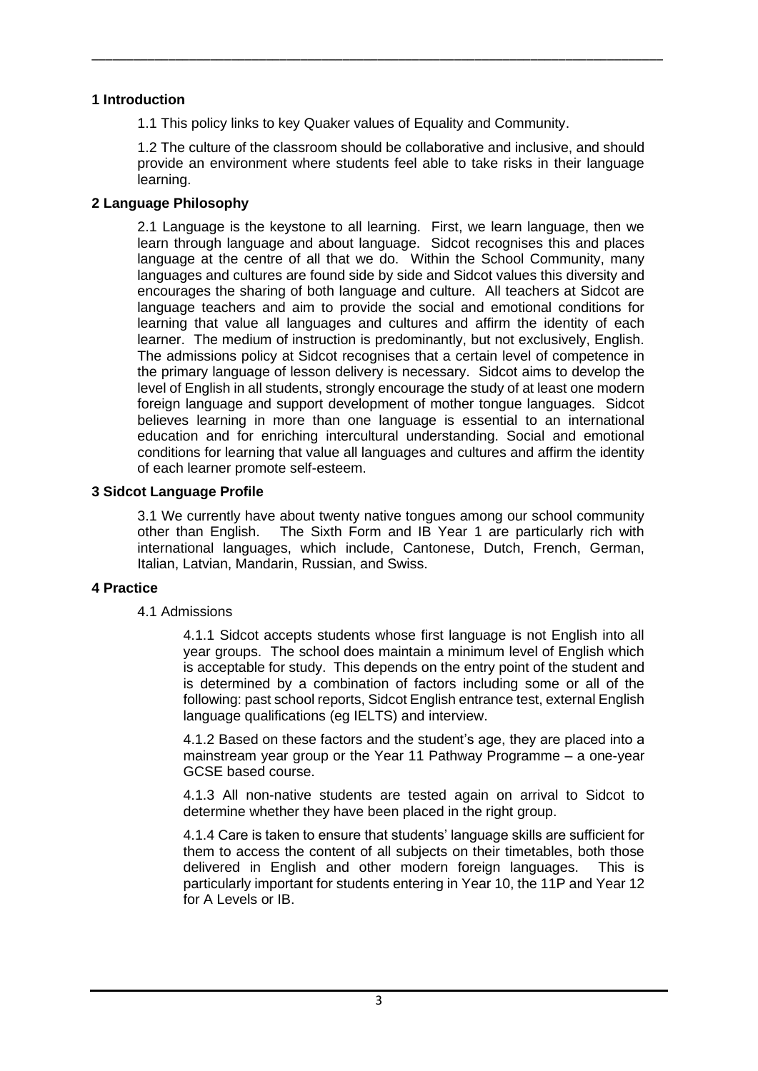## 1 Introduction

1.1 This policy links to key Quaker values of Equality and Community.

1.2 The culture of the classroom should be collaborative and inclusive, and should provide an environment where students feel able to take risks in their language learning.

## 2 Language Philosophy

2.1 Language is the keystone to all learning. First, we learn language, then we learn through language and about language. Sidcot recognises this and places language at the centre of all that we do. Within the School Community, many languages and cultures are found side by side and Sidcot values this diversity and encourages the sharing of both language and culture. All teachers at Sidcot are language teachers and aim to provide the social and emotional conditions for learning that value all languages and cultures and affirm the identity of each learner. The medium of instruction is predominantly, but not exclusively, English. The admissions policy at Sidcot recognises that a certain level of competence in the primary language of lesson delivery is necessary. Sidcot aims to develop the level of English in all students, strongly encourage the study of at least one modern foreign language and support development of mother tongue languages. Sidcot believes learning in more than one language is essential to an international education and for enriching intercultural understanding. Social and emotional conditions for learning that value all languages and cultures and affirm the identity of each learner promote self-esteem.

## 3 Sidcot Language Profile

3.1 We currently have about twenty native tongues among our school community other than English. The Sixth Form and IB Year 1 are particularly rich with international languages, which include, Cantonese, Dutch, French, German, Italian, Latvian, Mandarin, Russian, and Swiss.

## 4 Practice

### 4.1 Admissions

4.1.1 Sidcot accepts students whose first language is not English into all year groups. The school does maintain a minimum level of English which is acceptable for study. This depends on the entry point of the student and is determined by a combination of factors including some or all of the following: past school reports, Sidcot English entrance test, external English language qualifications (eg IELTS) and interview.

4.1.2 Based on these factors and the student's age, they are placed into a mainstream year group or the Year 11 Pathway Programme – a one-year GCSE based course.

4.1.3 All non-native students are tested again on arrival to Sidcot to determine whether they have been placed in the right group.

4.1.4 Care is taken to ensure that students' language skills are sufficient for them to access the content of all subjects on their timetables, both those delivered in English and other modern foreign languages. This is particularly important for students entering in Year 10, the 11P and Year 12 for A Levels or IB.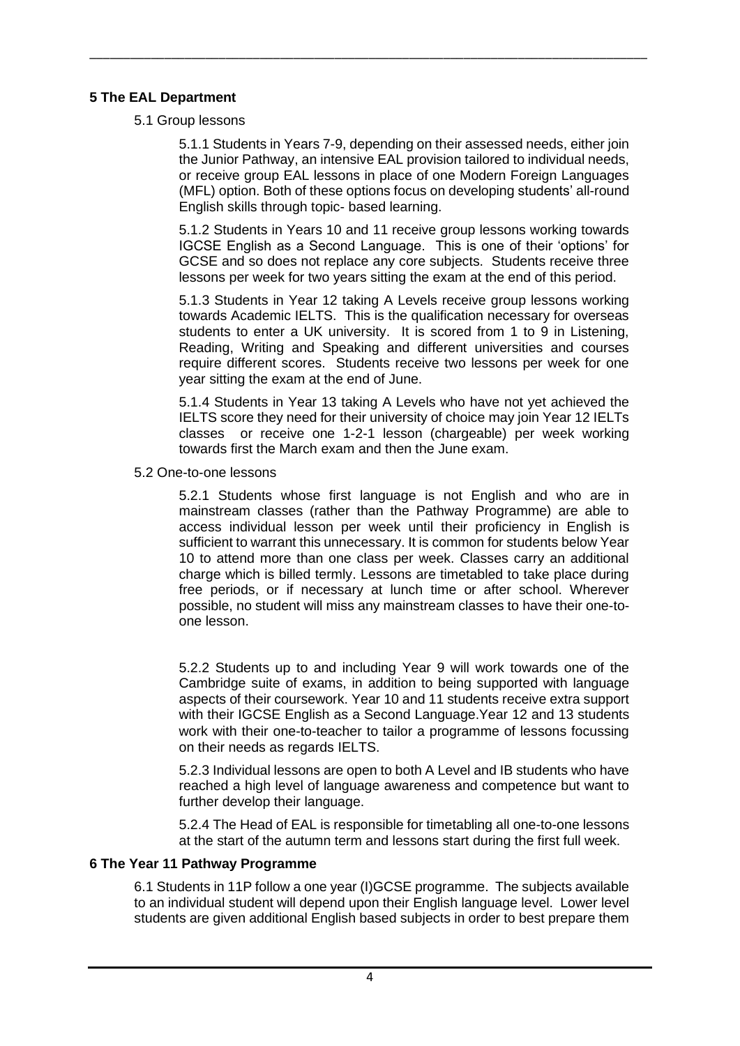## 5 The EAL Department

### 5.1 Group lessons

5.1.1 Students in Years 7-9, depending on their assessed needs, either join the Junior Pathway, an intensive EAL provision tailored to individual needs, or receive group EAL lessons in place of one Modern Foreign Languages (MFL) option. Both of these options focus on developing students' all-round English skills through topic- based learning.

5.1.2 Students in Years 10 and 11 receive group lessons working towards IGCSE English as a Second Language. This is one of their 'options' for GCSE and so does not replace any core subjects. Students receive three lessons per week for two years sitting the exam at the end of this period.

5.1.3 Students in Year 12 taking A Levels receive group lessons working towards Academic IELTS. This is the qualification necessary for overseas students to enter a UK university. It is scored from 1 to 9 in Listening, Reading, Writing and Speaking and different universities and courses require different scores. Students receive two lessons per week for one year sitting the exam at the end of June.

5.1.4 Students in Year 13 taking A Levels who have not yet achieved the IELTS score they need for their university of choice may join Year 12 IELTs classes or receive one 1-2-1 lesson (chargeable) per week working towards first the March exam and then the June exam.

### 5.2 One-to-one lessons

5.2.1 Students whose first language is not English and who are in mainstream classes (rather than the Pathway Programme) are able to access individual lesson per week until their proficiency in English is sufficient to warrant this unnecessary. It is common for students below Year 10 to attend more than one class per week. Classes carry an additional charge which is billed termly. Lessons are timetabled to take place during free periods, or if necessary at lunch time or after school. Wherever possible, no student will miss any mainstream classes to have their one-to-one lesson.

5.2.2 Students up to and including Year 9 will work towards one of the Cambridge suite of exams, in addition to being supported with language aspects of their coursework. Year 10 and 11 students receive extra support with their IGCSE English as a Second Language.Year 12 and 13 students work with their one-to-teacher to tailor a programme of lessons focussing on their needs as regards IELTS.

5.2.3 Individual lessons are open to both A Level and IB students who have reached a high level of language awareness and competence but want to further develop their language.

5.2.4 The Head of EAL is responsible for timetabling all one-to-one lessons at the start of the autumn term and lessons start during the first full week.

## 6 The Year 11 Pathway Programme

6.1 Students in 11P follow a one year (I)GCSE programme. The subjects available to an individual student will depend upon their English language level. Lower level students are given additional English based subjects in order to best prepare them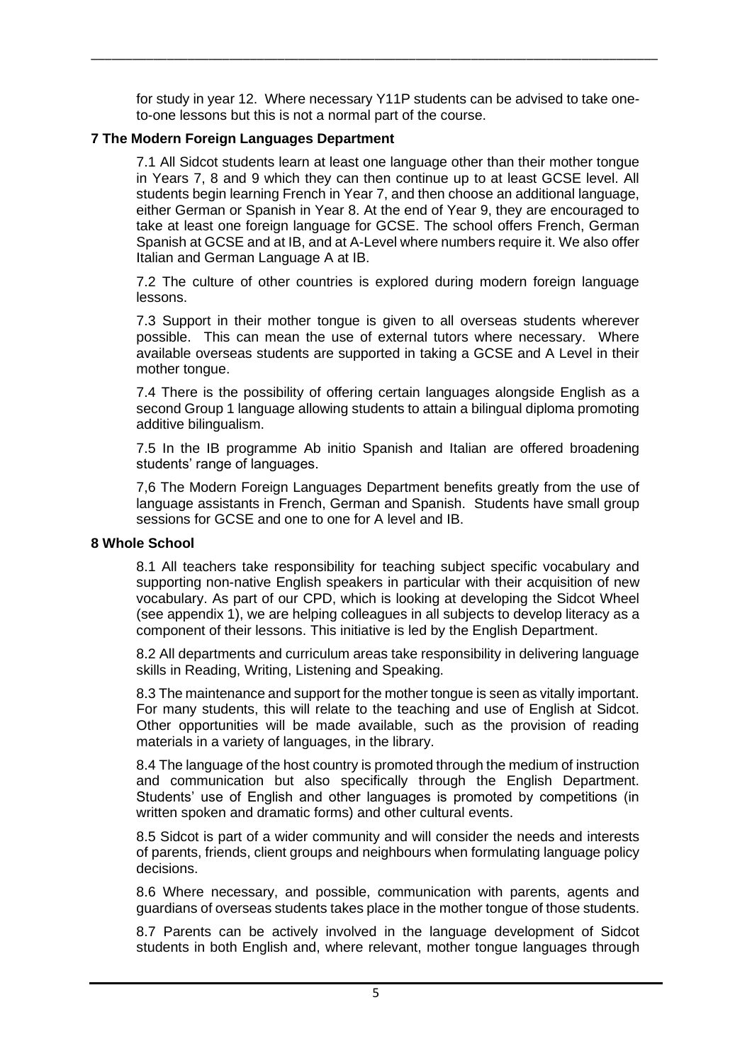for study in year 12. Where necessary Y11P students can be advised to take one-to-one lessons but this is not a normal part of the course.

**7 The Modern Foreign Languages Department**

7.1 All Sidcot students learn at least one language other than their mother tongue in Years 7, 8 and 9 which they can then continue up to at least GCSE level. All students begin learning French in Year 7, and then choose an additional language, either German or Spanish in Year 8. At the end of Year 9, they are encouraged to take at least one foreign language for GCSE. The school offers French, German Spanish at GCSE and at IB, and at A-Level where numbers require it. We also offer Italian and German Language A at IB.

7.2 The culture of other countries is explored during modern foreign language lessons.

7.3 Support in their mother tongue is given to all overseas students wherever possible. This can mean the use of external tutors where necessary. Where available overseas students are supported in taking a GCSE and A Level in their mother tongue.

7.4 There is the possibility of offering certain languages alongside English as a second Group 1 language allowing students to attain a bilingual diploma promoting additive bilingualism.

7.5 In the IB programme Ab initio Spanish and Italian are offered broadening students' range of languages.

7,6 The Modern Foreign Languages Department benefits greatly from the use of language assistants in French, German and Spanish. Students have small group sessions for GCSE and one to one for A level and IB.

**8 Whole School**

8.1 All teachers take responsibility for teaching subject specific vocabulary and supporting non-native English speakers in particular with their acquisition of new vocabulary. As part of our CPD, which is looking at developing the Sidcot Wheel (see appendix 1), we are helping colleagues in all subjects to develop literacy as a component of their lessons. This initiative is led by the English Department.

8.2 All departments and curriculum areas take responsibility in delivering language skills in Reading, Writing, Listening and Speaking.

8.3 The maintenance and support for the mother tongue is seen as vitally important. For many students, this will relate to the teaching and use of English at Sidcot. Other opportunities will be made available, such as the provision of reading materials in a variety of languages, in the library.

8.4 The language of the host country is promoted through the medium of instruction and communication but also specifically through the English Department. Students' use of English and other languages is promoted by competitions (in written spoken and dramatic forms) and other cultural events.

8.5 Sidcot is part of a wider community and will consider the needs and interests of parents, friends, client groups and neighbours when formulating language policy decisions.

8.6 Where necessary, and possible, communication with parents, agents and guardians of overseas students takes place in the mother tongue of those students.

8.7 Parents can be actively involved in the language development of Sidcot students in both English and, where relevant, mother tongue languages through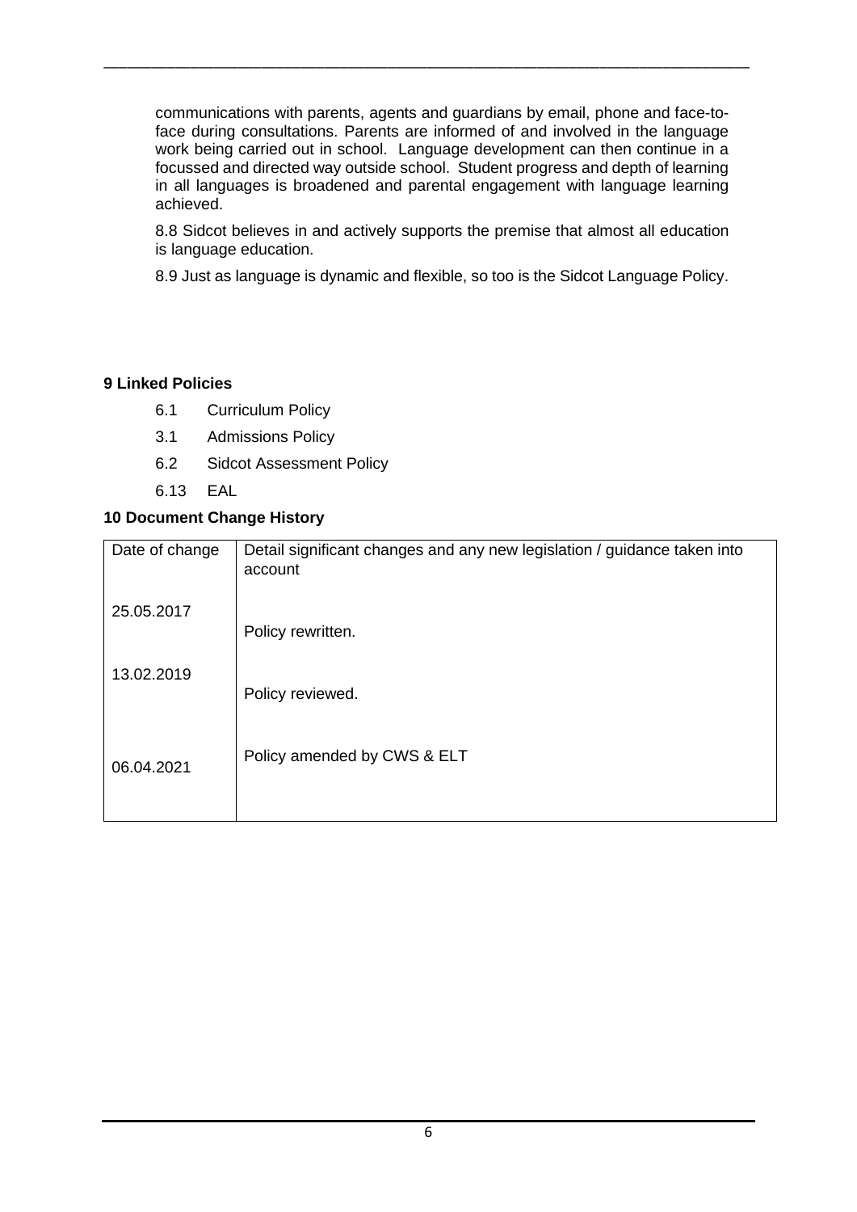communications with parents, agents and guardians by email, phone and face-to-face during consultations. Parents are informed of and involved in the language work being carried out in school. Language development can then continue in a focussed and directed way outside school. Student progress and depth of learning in all languages is broadened and parental engagement with language learning achieved.

8.8 Sidcot believes in and actively supports the premise that almost all education is language education.

8.9 Just as language is dynamic and flexible, so too is the Sidcot Language Policy.

**9 Linked Policies**

- 6.1 Curriculum Policy
- 3.1 Admissions Policy
- 6.2 Sidcot Assessment Policy
- 6.13 EAL

**10 Document Change History**

| Date of change | Detail significant changes and any new legislation / guidance taken into account |
| --- | --- |
| 25.05.2017 | Policy rewritten. |
| 13.02.2019 | Policy reviewed. |
| 06.04.2021 | Policy amended by CWS & ELT |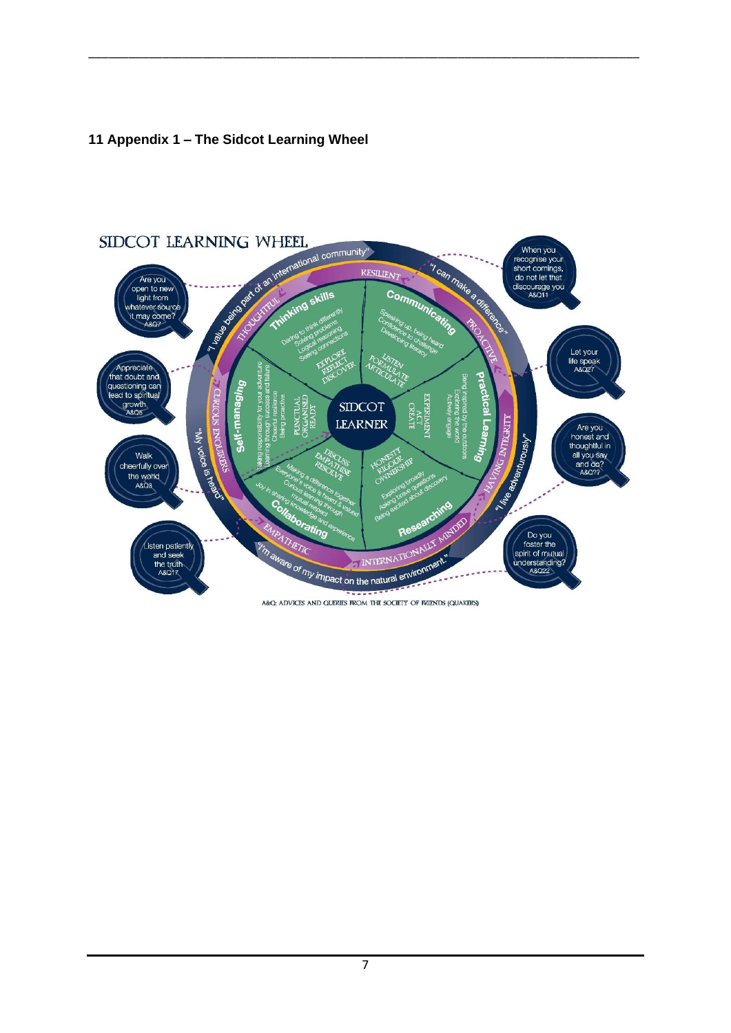## 11 Appendix 1 – The Sidcot Learning Wheel

SIDCOT LEARNING WHEEL

SIDCOT LEARNER

Thinking skills
Daring to think differently
Solving problems
Logical reasoning
Seeing connections
EXPLORE REFLECT DISCOVER

Communicating
Speaking up, being heard
Confidence to challenge
Developing literacy
LISTEN FORMULATE ARTICULATE

Practical Learning
Being inspired by the outdoors
Exploring the world
Actively engage
EXPERIMENT ACT CREATE

Researching
Exploring broadly
Asking brave questions
Being excited about discovery
HONESTY RIGOUR OWNERSHIP

Collaborating
Making a difference together
Everyone's voice is heard & valued
Curious learning through mutual respect
Joy in sharing knowledge and experience
DISCUSS EMPATHISE RESOLVE

Self-managing
Taking responsibility for your adventure
Learning through success and failure
Cheerful resilience
Being proactive
PUNCTUAL ORGANISED READY

RESILIENT
PROACTIVE
HAVING INTEGRITY
INTERNATIONALLY MINDED
EMPATHETIC
CURIOUS ENQUIRERS
THOUGHTFUL

"I value being part of an international community"
"I can make a difference"
"I live adventurously"
"I'm aware of my impact on the natural environment."
"My voice is heard"

Are you open to new light from whatever source it may come? A&Q7

Appreciate that doubt and questioning can lead to spiritual growth A&Q5

Walk cheerfully over the world A&Q8

Listen patiently and seek the truth A&Q17

When you recognise your short comings, do not let that discourage you A&Q11

Let your life speak A&Q27

Are you honest and thoughtful in all you say and do? A&Q??

Do you foster the spirit of mutual understanding? A&Q22

A&Q: ADVICES AND QUERIES FROM THE SOCIETY OF FRIENDS (QUAKERS)